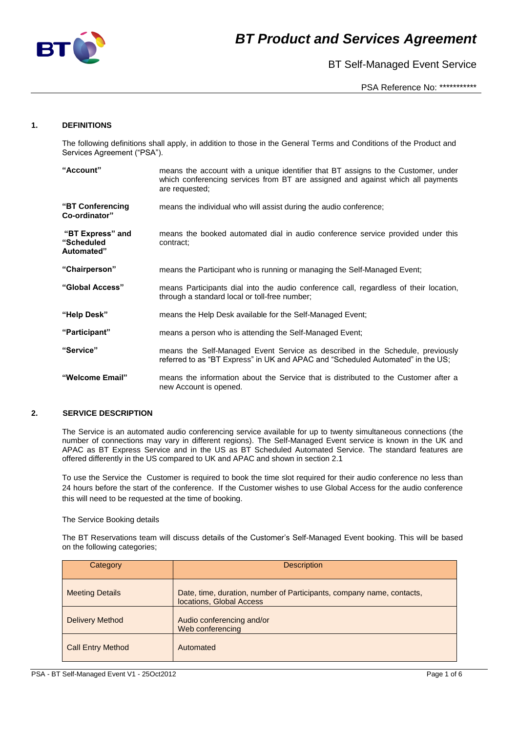# BT Product and Services Agreement

BT Self-Managed Event Service

PSA Reference No: ************

## 1. DEFINITIONS

The following definitions shall apply, in addition to those in the General Terms and Conditions of the Product and Services Agreement ("PSA").

**"Account"** means the account with a unique identifier that BT assigns to the Customer, under which conferencing services from BT are assigned and against which all payments are requested;

**"BT Conferencing Co-ordinator"** means the individual who will assist during the audio conference;

**"BT Express" and "Scheduled Automated"** means the booked automated dial in audio conference service provided under this contract;

**"Chairperson"** means the Participant who is running or managing the Self-Managed Event;

**"Global Access"** means Participants dial into the audio conference call, regardless of their location, through a standard local or toll-free number;

**"Help Desk"** means the Help Desk available for the Self-Managed Event;

**"Participant"** means a person who is attending the Self-Managed Event;

**"Service"** means the Self-Managed Event Service as described in the Schedule, previously referred to as "BT Express" in UK and APAC and "Scheduled Automated" in the US;

**"Welcome Email"** means the information about the Service that is distributed to the Customer after a new Account is opened.

## 2. SERVICE DESCRIPTION

The Service is an automated audio conferencing service available for up to twenty simultaneous connections (the number of connections may vary in different regions). The Self-Managed Event service is known in the UK and APAC as BT Express Service and in the US as BT Scheduled Automated Service. The standard features are offered differently in the US compared to UK and APAC and shown in section 2.1

To use the Service the Customer is required to book the time slot required for their audio conference no less than 24 hours before the start of the conference. If the Customer wishes to use Global Access for the audio conference this will need to be requested at the time of booking.

The Service Booking details

The BT Reservations team will discuss details of the Customer's Self-Managed Event booking. This will be based on the following categories;

| Category | Description |
|---|---|
| Meeting Details | Date, time, duration, number of Participants, company name, contacts, locations, Global Access |
| Delivery Method | Audio conferencing and/or Web conferencing |
| Call Entry Method | Automated |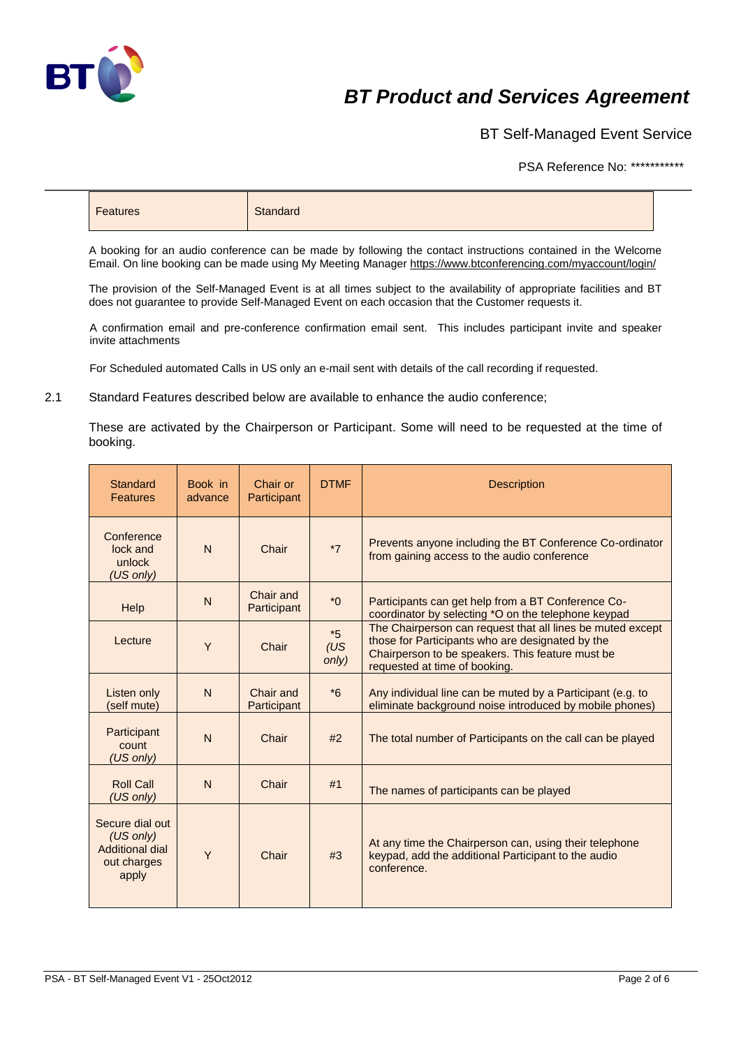| Features | Standard |
|---|---|

A booking for an audio conference can be made by following the contact instructions contained in the Welcome Email. On line booking can be made using My Meeting Manager https://www.btconferencing.com/myaccount/login/

The provision of the Self-Managed Event is at all times subject to the availability of appropriate facilities and BT does not guarantee to provide Self-Managed Event on each occasion that the Customer requests it.

A confirmation email and pre-conference confirmation email sent. This includes participant invite and speaker invite attachments

For Scheduled automated Calls in US only an e-mail sent with details of the call recording if requested.

2.1 Standard Features described below are available to enhance the audio conference;

These are activated by the Chairperson or Participant. Some will need to be requested at the time of booking.

| Standard Features | Book in advance | Chair or Participant | DTMF | Description |
|---|---|---|---|---|
| Conference lock and unlock *(US only)* | N | Chair | *7 | Prevents anyone including the BT Conference Co-ordinator from gaining access to the audio conference |
| Help | N | Chair and Participant | *0 | Participants can get help from a BT Conference Co-coordinator by selecting *O on the telephone keypad |
| Lecture | Y | Chair | *5 *(US only)* | The Chairperson can request that all lines be muted except those for Participants who are designated by the Chairperson to be speakers. This feature must be requested at time of booking. |
| Listen only (self mute) | N | Chair and Participant | *6 | Any individual line can be muted by a Participant (e.g. to eliminate background noise introduced by mobile phones) |
| Participant count *(US only)* | N | Chair | #2 | The total number of Participants on the call can be played |
| Roll Call *(US only)* | N | Chair | #1 | The names of participants can be played |
| Secure dial out *(US only)* Additional dial out charges apply | Y | Chair | #3 | At any time the Chairperson can, using their telephone keypad, add the additional Participant to the audio conference. |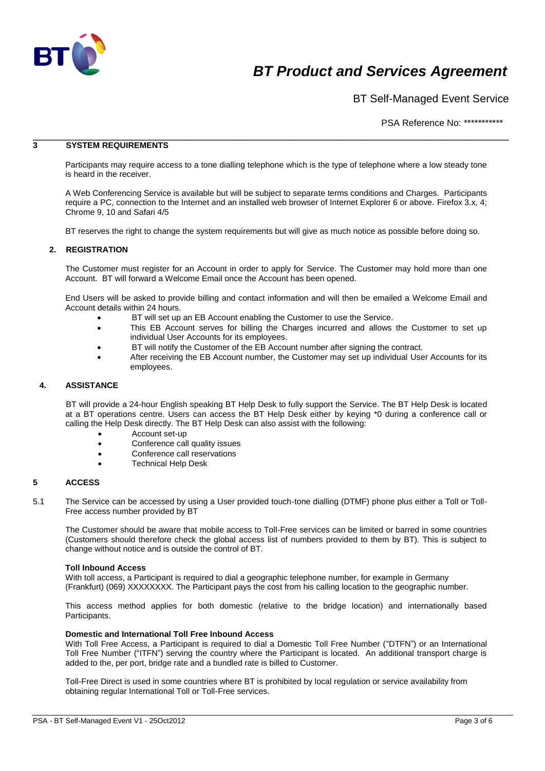## 3 SYSTEM REQUIREMENTS

Participants may require access to a tone dialling telephone which is the type of telephone where a low steady tone is heard in the receiver.

A Web Conferencing Service is available but will be subject to separate terms conditions and Charges. Participants require a PC, connection to the Internet and an installed web browser of Internet Explorer 6 or above. Firefox 3.x, 4; Chrome 9, 10 and Safari 4/5

BT reserves the right to change the system requirements but will give as much notice as possible before doing so.

## 2. REGISTRATION

The Customer must register for an Account in order to apply for Service. The Customer may hold more than one Account. BT will forward a Welcome Email once the Account has been opened.

End Users will be asked to provide billing and contact information and will then be emailed a Welcome Email and Account details within 24 hours.

- BT will set up an EB Account enabling the Customer to use the Service.
- This EB Account serves for billing the Charges incurred and allows the Customer to set up individual User Accounts for its employees.
- BT will notify the Customer of the EB Account number after signing the contract.
- After receiving the EB Account number, the Customer may set up individual User Accounts for its employees.

## 4. ASSISTANCE

BT will provide a 24-hour English speaking BT Help Desk to fully support the Service. The BT Help Desk is located at a BT operations centre. Users can access the BT Help Desk either by keying *0 during a conference call or calling the Help Desk directly. The BT Help Desk can also assist with the following:

- Account set-up
- Conference call quality issues
- Conference call reservations
- Technical Help Desk

## 5 ACCESS

5.1 The Service can be accessed by using a User provided touch-tone dialling (DTMF) phone plus either a Toll or Toll-Free access number provided by BT

The Customer should be aware that mobile access to Toll-Free services can be limited or barred in some countries (Customers should therefore check the global access list of numbers provided to them by BT). This is subject to change without notice and is outside the control of BT.

**Toll Inbound Access**

With toll access, a Participant is required to dial a geographic telephone number, for example in Germany (Frankfurt) (069) XXXXXXXX. The Participant pays the cost from his calling location to the geographic number.

This access method applies for both domestic (relative to the bridge location) and internationally based Participants.

**Domestic and International Toll Free Inbound Access**

With Toll Free Access, a Participant is required to dial a Domestic Toll Free Number ("DTFN") or an International Toll Free Number ("ITFN") serving the country where the Participant is located. An additional transport charge is added to the, per port, bridge rate and a bundled rate is billed to Customer.

Toll-Free Direct is used in some countries where BT is prohibited by local regulation or service availability from obtaining regular International Toll or Toll-Free services.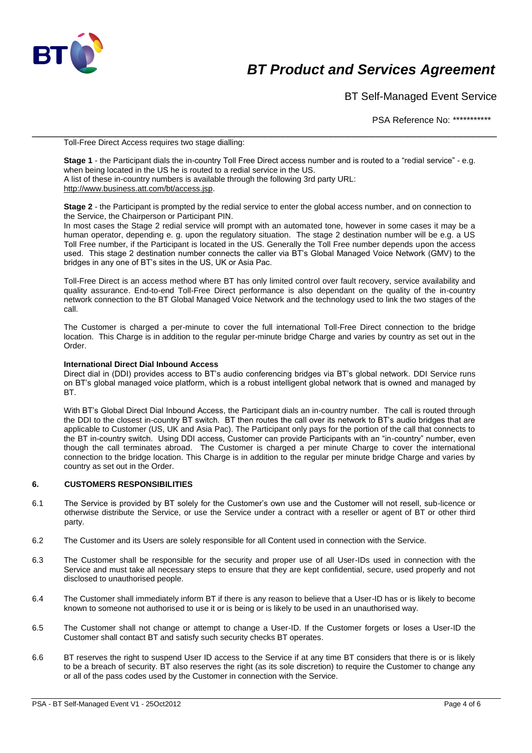Toll-Free Direct Access requires two stage dialling:

**Stage 1** - the Participant dials the in-country Toll Free Direct access number and is routed to a "redial service" - e.g. when being located in the US he is routed to a redial service in the US.
A list of these in-country numbers is available through the following 3rd party URL:
http://www.business.att.com/bt/access.jsp.

**Stage 2** - the Participant is prompted by the redial service to enter the global access number, and on connection to the Service, the Chairperson or Participant PIN.
In most cases the Stage 2 redial service will prompt with an automated tone, however in some cases it may be a human operator, depending e. g. upon the regulatory situation. The stage 2 destination number will be e.g. a US Toll Free number, if the Participant is located in the US. Generally the Toll Free number depends upon the access used. This stage 2 destination number connects the caller via BT's Global Managed Voice Network (GMV) to the bridges in any one of BT's sites in the US, UK or Asia Pac.

Toll-Free Direct is an access method where BT has only limited control over fault recovery, service availability and quality assurance. End-to-end Toll-Free Direct performance is also dependant on the quality of the in-country network connection to the BT Global Managed Voice Network and the technology used to link the two stages of the call.

The Customer is charged a per-minute to cover the full international Toll-Free Direct connection to the bridge location. This Charge is in addition to the regular per-minute bridge Charge and varies by country as set out in the Order.

**International Direct Dial Inbound Access**
Direct dial in (DDI) provides access to BT's audio conferencing bridges via BT's global network. DDI Service runs on BT's global managed voice platform, which is a robust intelligent global network that is owned and managed by BT.

With BT's Global Direct Dial Inbound Access, the Participant dials an in-country number. The call is routed through the DDI to the closest in-country BT switch. BT then routes the call over its network to BT's audio bridges that are applicable to Customer (US, UK and Asia Pac). The Participant only pays for the portion of the call that connects to the BT in-country switch. Using DDI access, Customer can provide Participants with an "in-country" number, even though the call terminates abroad. The Customer is charged a per minute Charge to cover the international connection to the bridge location. This Charge is in addition to the regular per minute bridge Charge and varies by country as set out in the Order.

## 6. CUSTOMERS RESPONSIBILITIES

6.1 The Service is provided by BT solely for the Customer's own use and the Customer will not resell, sub-licence or otherwise distribute the Service, or use the Service under a contract with a reseller or agent of BT or other third party.

6.2 The Customer and its Users are solely responsible for all Content used in connection with the Service.

6.3 The Customer shall be responsible for the security and proper use of all User-IDs used in connection with the Service and must take all necessary steps to ensure that they are kept confidential, secure, used properly and not disclosed to unauthorised people.

6.4 The Customer shall immediately inform BT if there is any reason to believe that a User-ID has or is likely to become known to someone not authorised to use it or is being or is likely to be used in an unauthorised way.

6.5 The Customer shall not change or attempt to change a User-ID. If the Customer forgets or loses a User-ID the Customer shall contact BT and satisfy such security checks BT operates.

6.6 BT reserves the right to suspend User ID access to the Service if at any time BT considers that there is or is likely to be a breach of security. BT also reserves the right (as its sole discretion) to require the Customer to change any or all of the pass codes used by the Customer in connection with the Service.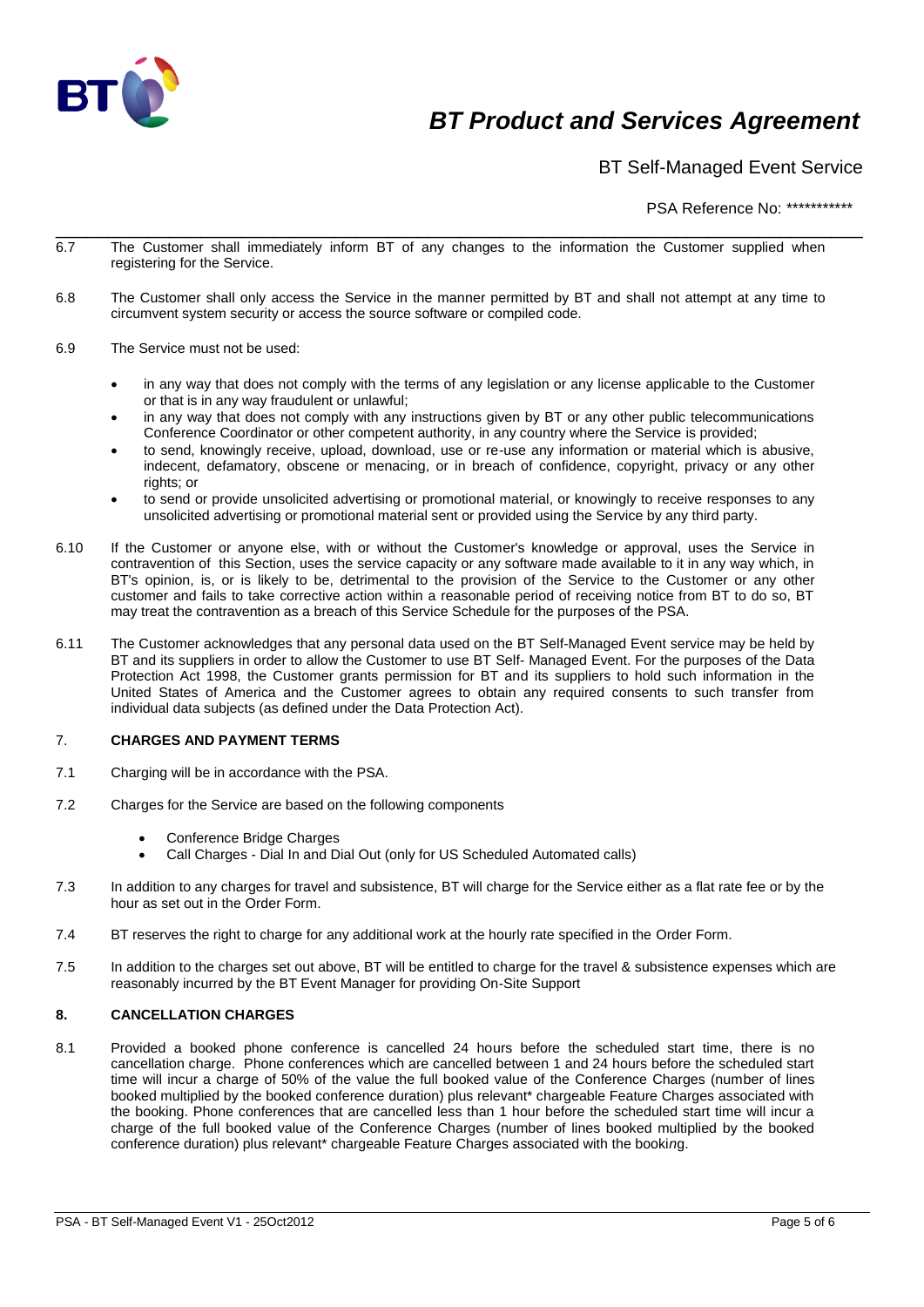6.7 The Customer shall immediately inform BT of any changes to the information the Customer supplied when registering for the Service.

6.8 The Customer shall only access the Service in the manner permitted by BT and shall not attempt at any time to circumvent system security or access the source software or compiled code.

6.9 The Service must not be used:

- in any way that does not comply with the terms of any legislation or any license applicable to the Customer or that is in any way fraudulent or unlawful;
- in any way that does not comply with any instructions given by BT or any other public telecommunications Conference Coordinator or other competent authority, in any country where the Service is provided;
- to send, knowingly receive, upload, download, use or re-use any information or material which is abusive, indecent, defamatory, obscene or menacing, or in breach of confidence, copyright, privacy or any other rights; or
- to send or provide unsolicited advertising or promotional material, or knowingly to receive responses to any unsolicited advertising or promotional material sent or provided using the Service by any third party.

6.10 If the Customer or anyone else, with or without the Customer's knowledge or approval, uses the Service in contravention of this Section, uses the service capacity or any software made available to it in any way which, in BT's opinion, is, or is likely to be, detrimental to the provision of the Service to the Customer or any other customer and fails to take corrective action within a reasonable period of receiving notice from BT to do so, BT may treat the contravention as a breach of this Service Schedule for the purposes of the PSA.

6.11 The Customer acknowledges that any personal data used on the BT Self-Managed Event service may be held by BT and its suppliers in order to allow the Customer to use BT Self- Managed Event. For the purposes of the Data Protection Act 1998, the Customer grants permission for BT and its suppliers to hold such information in the United States of America and the Customer agrees to obtain any required consents to such transfer from individual data subjects (as defined under the Data Protection Act).

## 7. CHARGES AND PAYMENT TERMS

7.1 Charging will be in accordance with the PSA.

7.2 Charges for the Service are based on the following components

- Conference Bridge Charges
- Call Charges - Dial In and Dial Out (only for US Scheduled Automated calls)

7.3 In addition to any charges for travel and subsistence, BT will charge for the Service either as a flat rate fee or by the hour as set out in the Order Form.

7.4 BT reserves the right to charge for any additional work at the hourly rate specified in the Order Form.

7.5 In addition to the charges set out above, BT will be entitled to charge for the travel & subsistence expenses which are reasonably incurred by the BT Event Manager for providing On-Site Support

## 8. CANCELLATION CHARGES

8.1 Provided a booked phone conference is cancelled 24 hours before the scheduled start time, there is no cancellation charge. Phone conferences which are cancelled between 1 and 24 hours before the scheduled start time will incur a charge of 50% of the value the full booked value of the Conference Charges (number of lines booked multiplied by the booked conference duration) plus relevant* chargeable Feature Charges associated with the booking. Phone conferences that are cancelled less than 1 hour before the scheduled start time will incur a charge of the full booked value of the Conference Charges (number of lines booked multiplied by the booked conference duration) plus relevant* chargeable Feature Charges associated with the booking.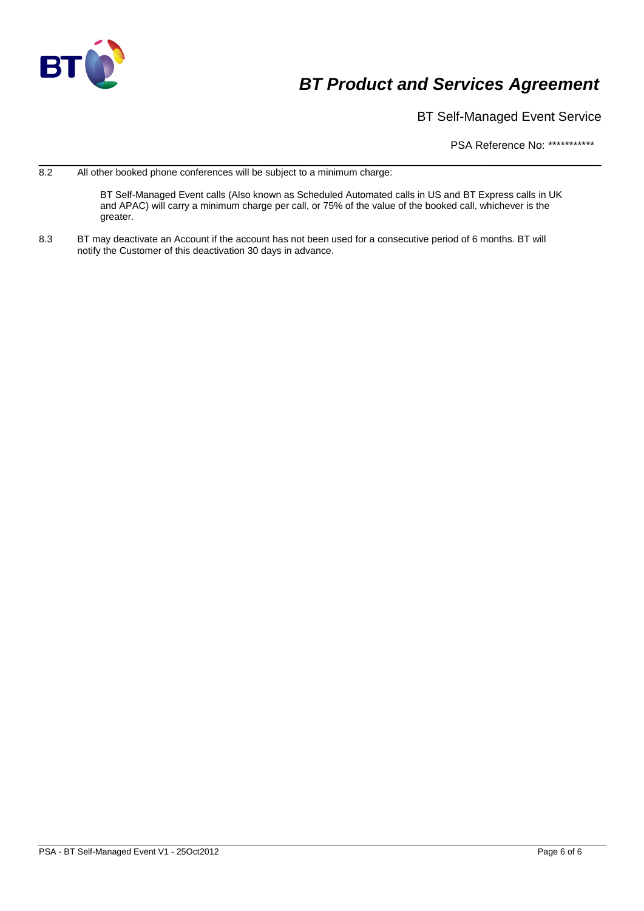8.2 All other booked phone conferences will be subject to a minimum charge:

BT Self-Managed Event calls (Also known as Scheduled Automated calls in US and BT Express calls in UK and APAC) will carry a minimum charge per call, or 75% of the value of the booked call, whichever is the greater.

8.3 BT may deactivate an Account if the account has not been used for a consecutive period of 6 months. BT will notify the Customer of this deactivation 30 days in advance.